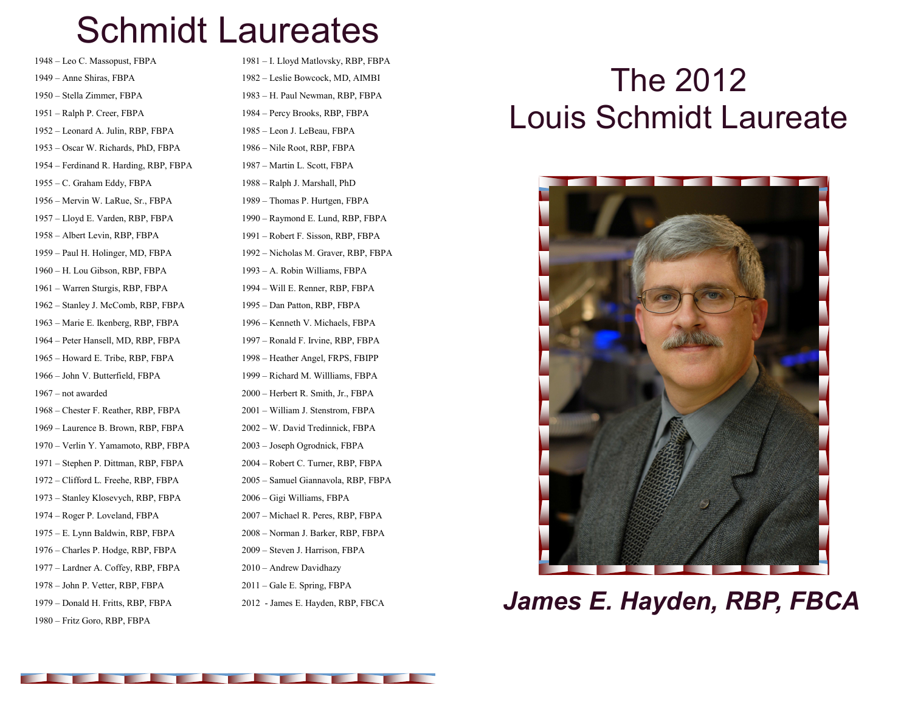# Schmidt Laureates

1948 – Leo C. Massopust, FBPA

1949 – Anne Shiras, FBPA

1950 – Stella Zimmer, FBPA

1951 – Ralph P. Creer, FBPA

1952 – Leonard A. Julin, RBP, FBPA

1953 – Oscar W. Richards, PhD, FBPA

1954 – Ferdinand R. Harding, RBP, FBPA

1955 – C. Graham Eddy, FBPA

1956 – Mervin W. LaRue, Sr., FBPA

1957 – Lloyd E. Varden, RBP, FBPA

1958 – Albert Levin, RBP, FBPA

1959 – Paul H. Holinger, MD, FBPA

1960 – H. Lou Gibson, RBP, FBPA

1961 – Warren Sturgis, RBP, FBPA

1962 – Stanley J. McComb, RBP, FBPA

1963 – Marie E. Ikenberg, RBP, FBPA

1964 – Peter Hansell, MD, RBP, FBPA

1965 – Howard E. Tribe, RBP, FBPA

1966 – John V. Butterfield, FBPA

1967 – not awarded

1968 – Chester F. Reather, RBP, FBPA

1969 – Laurence B. Brown, RBP, FBPA

1970 – Verlin Y. Yamamoto, RBP, FBPA

1971 – Stephen P. Dittman, RBP, FBPA

1972 – Clifford L. Freehe, RBP, FBPA

1973 – Stanley Klosevych, RBP, FBPA

1974 – Roger P. Loveland, FBPA

1975 – E. Lynn Baldwin, RBP, FBPA

1976 – Charles P. Hodge, RBP, FBPA

1977 – Lardner A. Coffey, RBP, FBPA

1978 – John P. Vetter, RBP, FBPA

1979 – Donald H. Fritts, RBP, FBPA

1980 – Fritz Goro, RBP, FBPA

1981 – I. Lloyd Matlovsky, RBP, FBPA

1982 – Leslie Bowcock, MD, AIMBI

1983 – H. Paul Newman, RBP, FBPA

1984 – Percy Brooks, RBP, FBPA

1985 – Leon J. LeBeau, FBPA

1986 – Nile Root, RBP, FBPA

1987 – Martin L. Scott, FBPA

1988 – Ralph J. Marshall, PhD

1989 – Thomas P. Hurtgen, FBPA

1990 – Raymond E. Lund, RBP, FBPA

1991 – Robert F. Sisson, RBP, FBPA

1992 – Nicholas M. Graver, RBP, FBPA

1993 – A. Robin Williams, FBPA

1994 – Will E. Renner, RBP, FBPA

1995 – Dan Patton, RBP, FBPA

1996 – Kenneth V. Michaels, FBPA

1997 – Ronald F. Irvine, RBP, FBPA

1998 – Heather Angel, FRPS, FBIPP

1999 – Richard M. Willliams, FBPA

2000 – Herbert R. Smith, Jr., FBPA

2001 – William J. Stenstrom, FBPA

2002 – W. David Tredinnick, FBPA

2003 – Joseph Ogrodnick, FBPA

2004 – Robert C. Turner, RBP, FBPA

2005 – Samuel Giannavola, RBP, FBPA

2006 – Gigi Williams, FBPA

2007 – Michael R. Peres, RBP, FBPA

2008 – Norman J. Barker, RBP, FBPA

2009 – Steven J. Harrison, FBPA

2010 – Andrew Davidhazy

2011 – Gale E. Spring, FBPA

2012 - James E. Hayden, RBP, FBCA

# The 2012 Louis Schmidt Laureate

***James E. Hayden, RBP, FBCA***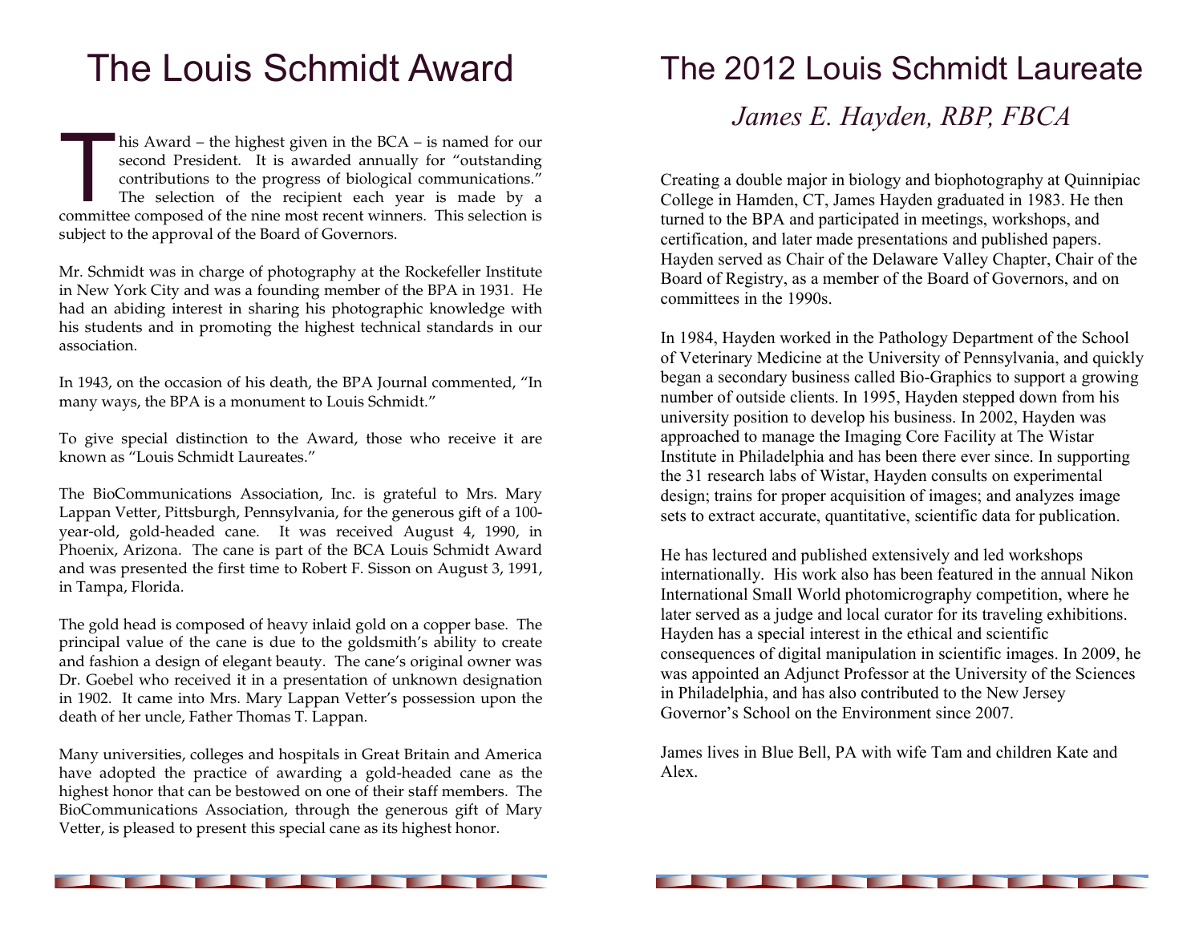# The Louis Schmidt Award

This Award – the highest given in the BCA – is named for our second President. It is awarded annually for "outstanding contributions to the progress of biological communications." The selection of the recipient each year is made by a committee composed of the nine most recent winners. This selection is subject to the approval of the Board of Governors.

Mr. Schmidt was in charge of photography at the Rockefeller Institute in New York City and was a founding member of the BPA in 1931. He had an abiding interest in sharing his photographic knowledge with his students and in promoting the highest technical standards in our association.

In 1943, on the occasion of his death, the BPA Journal commented, "In many ways, the BPA is a monument to Louis Schmidt."

To give special distinction to the Award, those who receive it are known as "Louis Schmidt Laureates."

The BioCommunications Association, Inc. is grateful to Mrs. Mary Lappan Vetter, Pittsburgh, Pennsylvania, for the generous gift of a 100-year-old, gold-headed cane. It was received August 4, 1990, in Phoenix, Arizona. The cane is part of the BCA Louis Schmidt Award and was presented the first time to Robert F. Sisson on August 3, 1991, in Tampa, Florida.

The gold head is composed of heavy inlaid gold on a copper base. The principal value of the cane is due to the goldsmith's ability to create and fashion a design of elegant beauty. The cane's original owner was Dr. Goebel who received it in a presentation of unknown designation in 1902. It came into Mrs. Mary Lappan Vetter's possession upon the death of her uncle, Father Thomas T. Lappan.

Many universities, colleges and hospitals in Great Britain and America have adopted the practice of awarding a gold-headed cane as the highest honor that can be bestowed on one of their staff members. The BioCommunications Association, through the generous gift of Mary Vetter, is pleased to present this special cane as its highest honor.

# The 2012 Louis Schmidt Laureate

## *James E. Hayden, RBP, FBCA*

Creating a double major in biology and biophotography at Quinnipiac College in Hamden, CT, James Hayden graduated in 1983. He then turned to the BPA and participated in meetings, workshops, and certification, and later made presentations and published papers. Hayden served as Chair of the Delaware Valley Chapter, Chair of the Board of Registry, as a member of the Board of Governors, and on committees in the 1990s.

In 1984, Hayden worked in the Pathology Department of the School of Veterinary Medicine at the University of Pennsylvania, and quickly began a secondary business called Bio-Graphics to support a growing number of outside clients. In 1995, Hayden stepped down from his university position to develop his business. In 2002, Hayden was approached to manage the Imaging Core Facility at The Wistar Institute in Philadelphia and has been there ever since. In supporting the 31 research labs of Wistar, Hayden consults on experimental design; trains for proper acquisition of images; and analyzes image sets to extract accurate, quantitative, scientific data for publication.

He has lectured and published extensively and led workshops internationally. His work also has been featured in the annual Nikon International Small World photomicrography competition, where he later served as a judge and local curator for its traveling exhibitions. Hayden has a special interest in the ethical and scientific consequences of digital manipulation in scientific images. In 2009, he was appointed an Adjunct Professor at the University of the Sciences in Philadelphia, and has also contributed to the New Jersey Governor's School on the Environment since 2007.

James lives in Blue Bell, PA with wife Tam and children Kate and Alex.